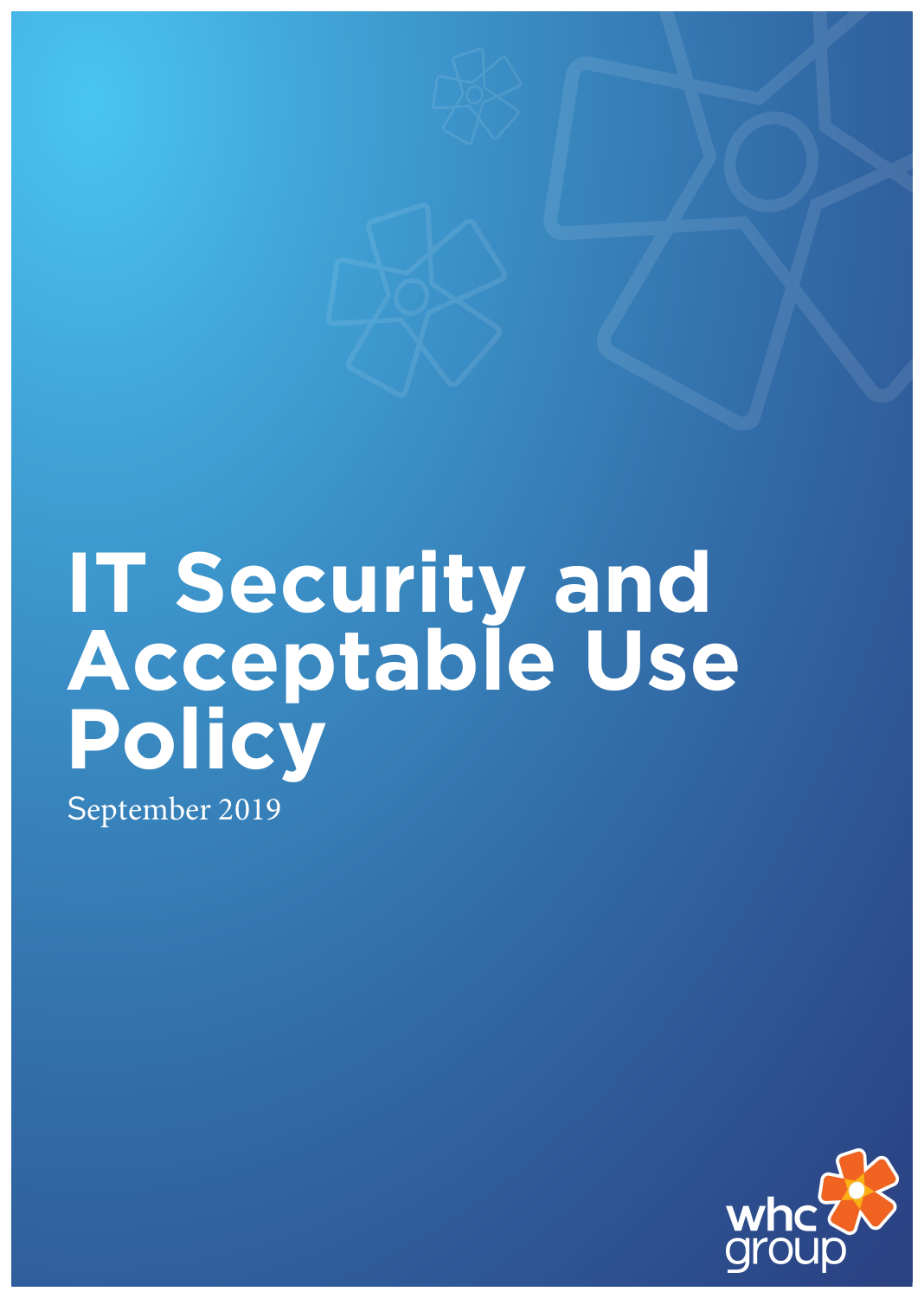# IT Security and Acceptable Use Policy

September 2019

whc group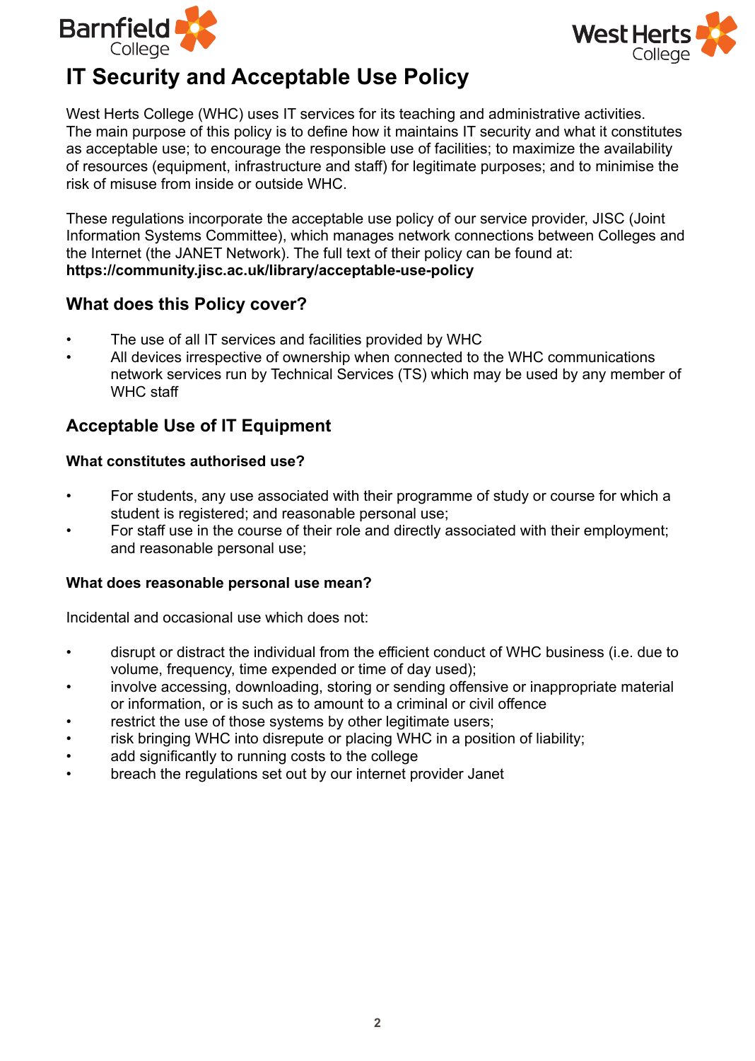# IT Security and Acceptable Use Policy

West Herts College (WHC) uses IT services for its teaching and administrative activities. The main purpose of this policy is to define how it maintains IT security and what it constitutes as acceptable use; to encourage the responsible use of facilities; to maximize the availability of resources (equipment, infrastructure and staff) for legitimate purposes; and to minimise the risk of misuse from inside or outside WHC.

These regulations incorporate the acceptable use policy of our service provider, JISC (Joint Information Systems Committee), which manages network connections between Colleges and the Internet (the JANET Network). The full text of their policy can be found at: **https://community.jisc.ac.uk/library/acceptable-use-policy**

## What does this Policy cover?

- The use of all IT services and facilities provided by WHC
- All devices irrespective of ownership when connected to the WHC communications network services run by Technical Services (TS) which may be used by any member of WHC staff

## Acceptable Use of IT Equipment

### What constitutes authorised use?

- For students, any use associated with their programme of study or course for which a student is registered; and reasonable personal use;
- For staff use in the course of their role and directly associated with their employment; and reasonable personal use;

### What does reasonable personal use mean?

Incidental and occasional use which does not:

- disrupt or distract the individual from the efficient conduct of WHC business (i.e. due to volume, frequency, time expended or time of day used);
- involve accessing, downloading, storing or sending offensive or inappropriate material or information, or is such as to amount to a criminal or civil offence
- restrict the use of those systems by other legitimate users;
- risk bringing WHC into disrepute or placing WHC in a position of liability;
- add significantly to running costs to the college
- breach the regulations set out by our internet provider Janet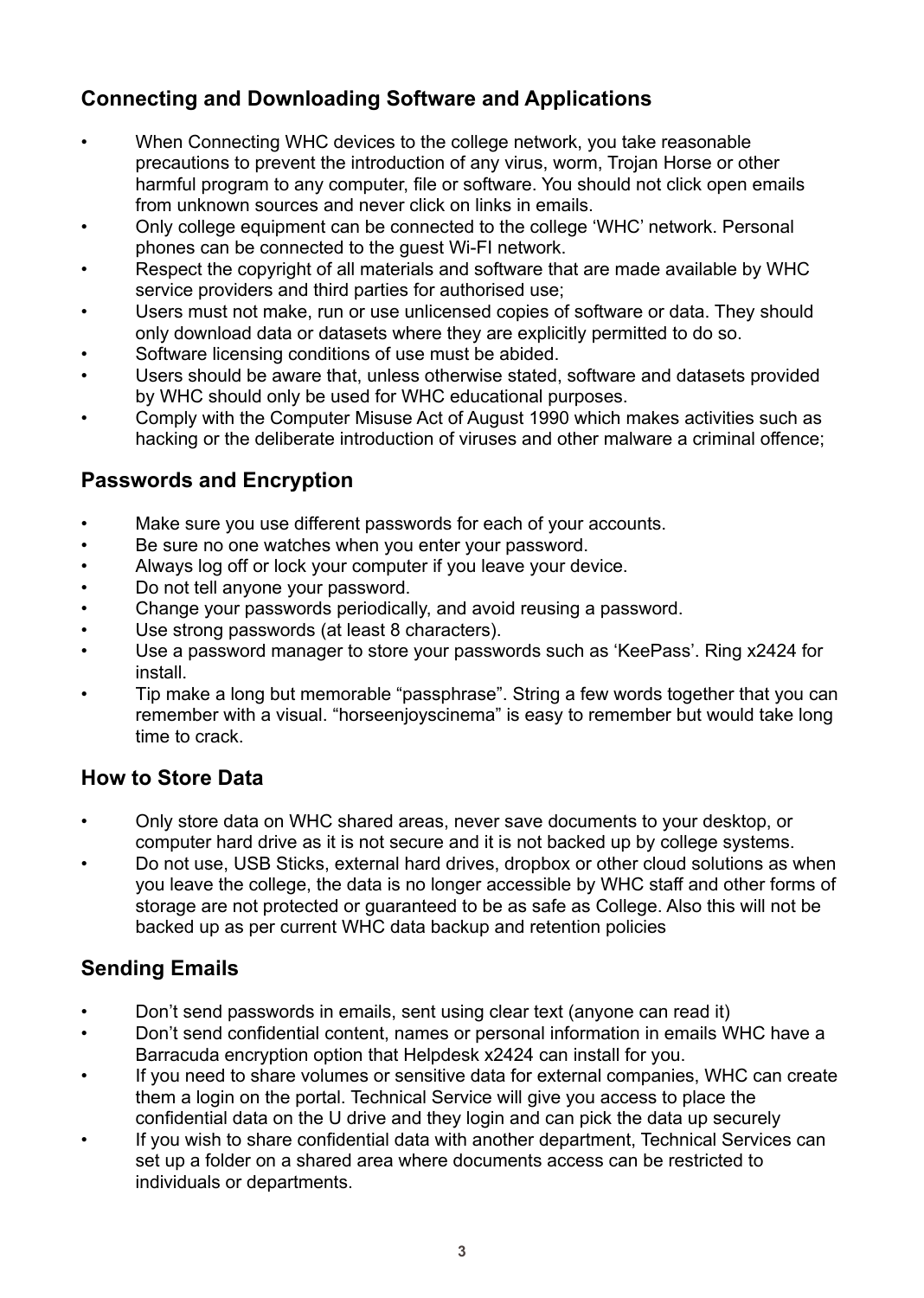## Connecting and Downloading Software and Applications

- When Connecting WHC devices to the college network, you take reasonable precautions to prevent the introduction of any virus, worm, Trojan Horse or other harmful program to any computer, file or software. You should not click open emails from unknown sources and never click on links in emails.
- Only college equipment can be connected to the college 'WHC' network. Personal phones can be connected to the guest Wi-FI network.
- Respect the copyright of all materials and software that are made available by WHC service providers and third parties for authorised use;
- Users must not make, run or use unlicensed copies of software or data. They should only download data or datasets where they are explicitly permitted to do so.
- Software licensing conditions of use must be abided.
- Users should be aware that, unless otherwise stated, software and datasets provided by WHC should only be used for WHC educational purposes.
- Comply with the Computer Misuse Act of August 1990 which makes activities such as hacking or the deliberate introduction of viruses and other malware a criminal offence;

## Passwords and Encryption

- Make sure you use different passwords for each of your accounts.
- Be sure no one watches when you enter your password.
- Always log off or lock your computer if you leave your device.
- Do not tell anyone your password.
- Change your passwords periodically, and avoid reusing a password.
- Use strong passwords (at least 8 characters).
- Use a password manager to store your passwords such as 'KeePass'. Ring x2424 for install.
- Tip make a long but memorable "passphrase". String a few words together that you can remember with a visual. "horseenjoyscinema" is easy to remember but would take long time to crack.

## How to Store Data

- Only store data on WHC shared areas, never save documents to your desktop, or computer hard drive as it is not secure and it is not backed up by college systems.
- Do not use, USB Sticks, external hard drives, dropbox or other cloud solutions as when you leave the college, the data is no longer accessible by WHC staff and other forms of storage are not protected or guaranteed to be as safe as College. Also this will not be backed up as per current WHC data backup and retention policies

## Sending Emails

- Don't send passwords in emails, sent using clear text (anyone can read it)
- Don't send confidential content, names or personal information in emails WHC have a Barracuda encryption option that Helpdesk x2424 can install for you.
- If you need to share volumes or sensitive data for external companies, WHC can create them a login on the portal. Technical Service will give you access to place the confidential data on the U drive and they login and can pick the data up securely
- If you wish to share confidential data with another department, Technical Services can set up a folder on a shared area where documents access can be restricted to individuals or departments.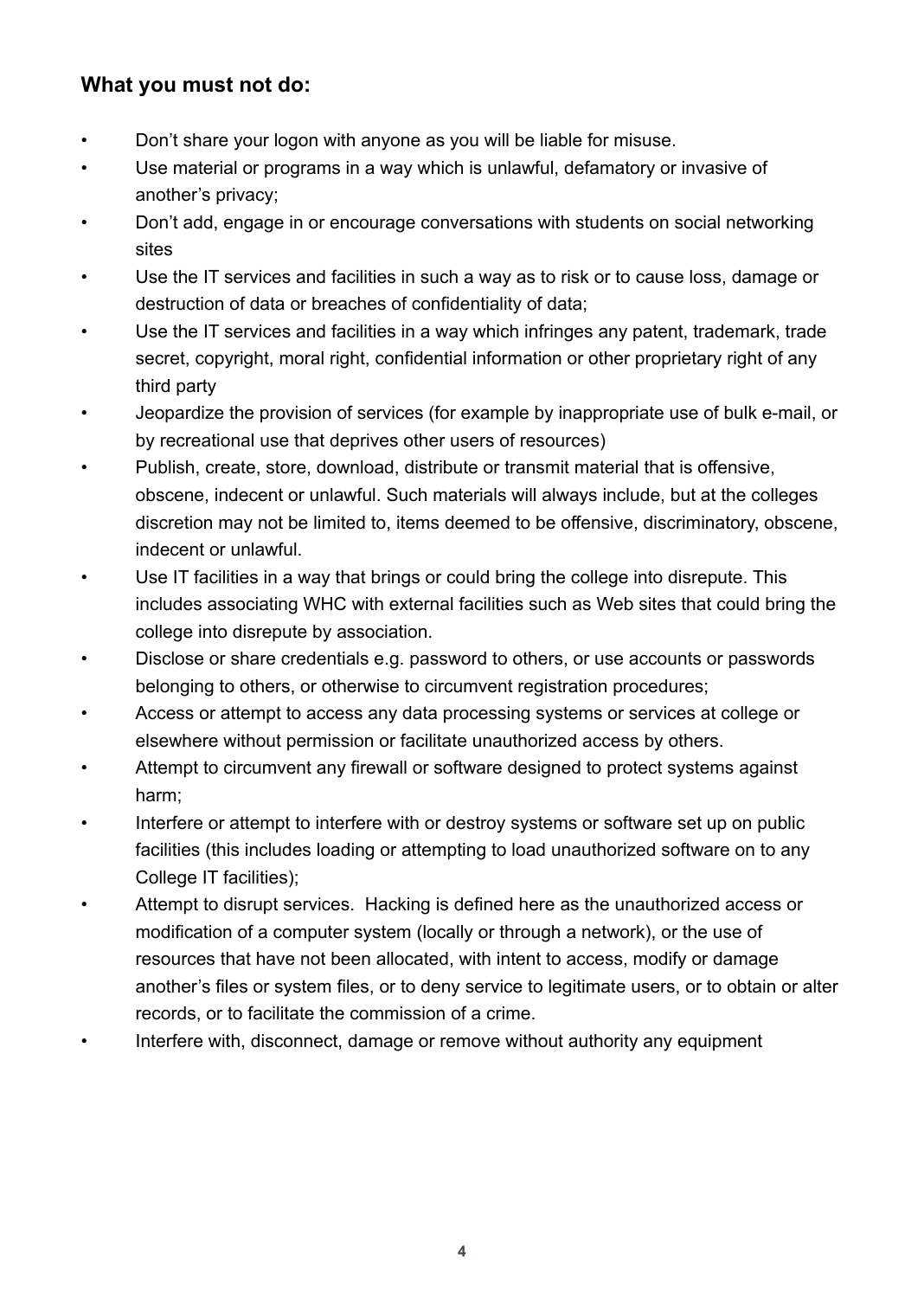### What you must not do:

- Don't share your logon with anyone as you will be liable for misuse.
- Use material or programs in a way which is unlawful, defamatory or invasive of another's privacy;
- Don't add, engage in or encourage conversations with students on social networking sites
- Use the IT services and facilities in such a way as to risk or to cause loss, damage or destruction of data or breaches of confidentiality of data;
- Use the IT services and facilities in a way which infringes any patent, trademark, trade secret, copyright, moral right, confidential information or other proprietary right of any third party
- Jeopardize the provision of services (for example by inappropriate use of bulk e-mail, or by recreational use that deprives other users of resources)
- Publish, create, store, download, distribute or transmit material that is offensive, obscene, indecent or unlawful. Such materials will always include, but at the colleges discretion may not be limited to, items deemed to be offensive, discriminatory, obscene, indecent or unlawful.
- Use IT facilities in a way that brings or could bring the college into disrepute. This includes associating WHC with external facilities such as Web sites that could bring the college into disrepute by association.
- Disclose or share credentials e.g. password to others, or use accounts or passwords belonging to others, or otherwise to circumvent registration procedures;
- Access or attempt to access any data processing systems or services at college or elsewhere without permission or facilitate unauthorized access by others.
- Attempt to circumvent any firewall or software designed to protect systems against harm;
- Interfere or attempt to interfere with or destroy systems or software set up on public facilities (this includes loading or attempting to load unauthorized software on to any College IT facilities);
- Attempt to disrupt services. Hacking is defined here as the unauthorized access or modification of a computer system (locally or through a network), or the use of resources that have not been allocated, with intent to access, modify or damage another's files or system files, or to deny service to legitimate users, or to obtain or alter records, or to facilitate the commission of a crime.
- Interfere with, disconnect, damage or remove without authority any equipment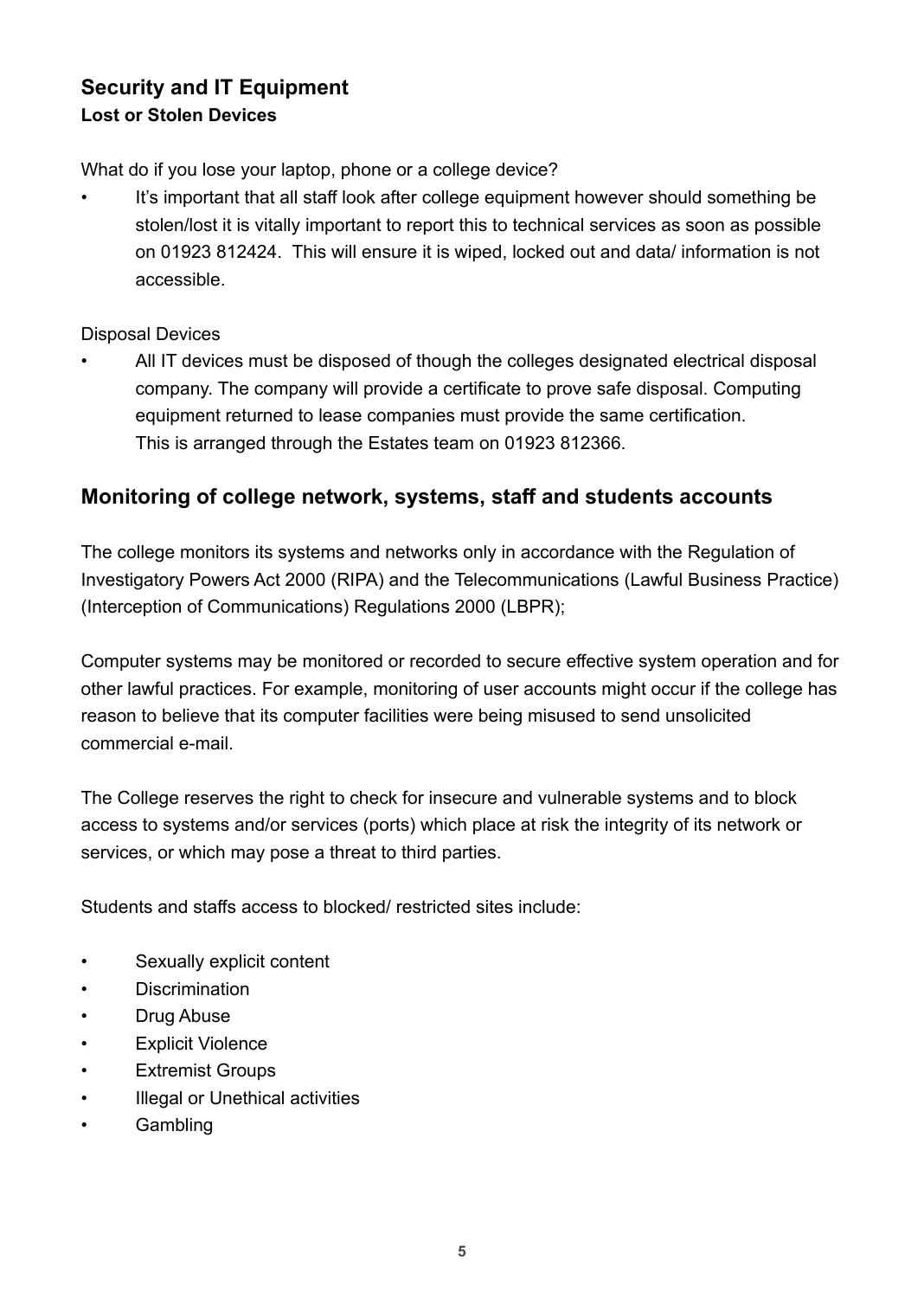## Security and IT Equipment

### Lost or Stolen Devices

What do if you lose your laptop, phone or a college device?

- It's important that all staff look after college equipment however should something be stolen/lost it is vitally important to report this to technical services as soon as possible on 01923 812424. This will ensure it is wiped, locked out and data/ information is not accessible.

Disposal Devices

- All IT devices must be disposed of though the colleges designated electrical disposal company. The company will provide a certificate to prove safe disposal. Computing equipment returned to lease companies must provide the same certification. This is arranged through the Estates team on 01923 812366.

## Monitoring of college network, systems, staff and students accounts

The college monitors its systems and networks only in accordance with the Regulation of Investigatory Powers Act 2000 (RIPA) and the Telecommunications (Lawful Business Practice) (Interception of Communications) Regulations 2000 (LBPR);

Computer systems may be monitored or recorded to secure effective system operation and for other lawful practices. For example, monitoring of user accounts might occur if the college has reason to believe that its computer facilities were being misused to send unsolicited commercial e-mail.

The College reserves the right to check for insecure and vulnerable systems and to block access to systems and/or services (ports) which place at risk the integrity of its network or services, or which may pose a threat to third parties.

Students and staffs access to blocked/ restricted sites include:

- Sexually explicit content
- Discrimination
- Drug Abuse
- Explicit Violence
- Extremist Groups
- Illegal or Unethical activities
- Gambling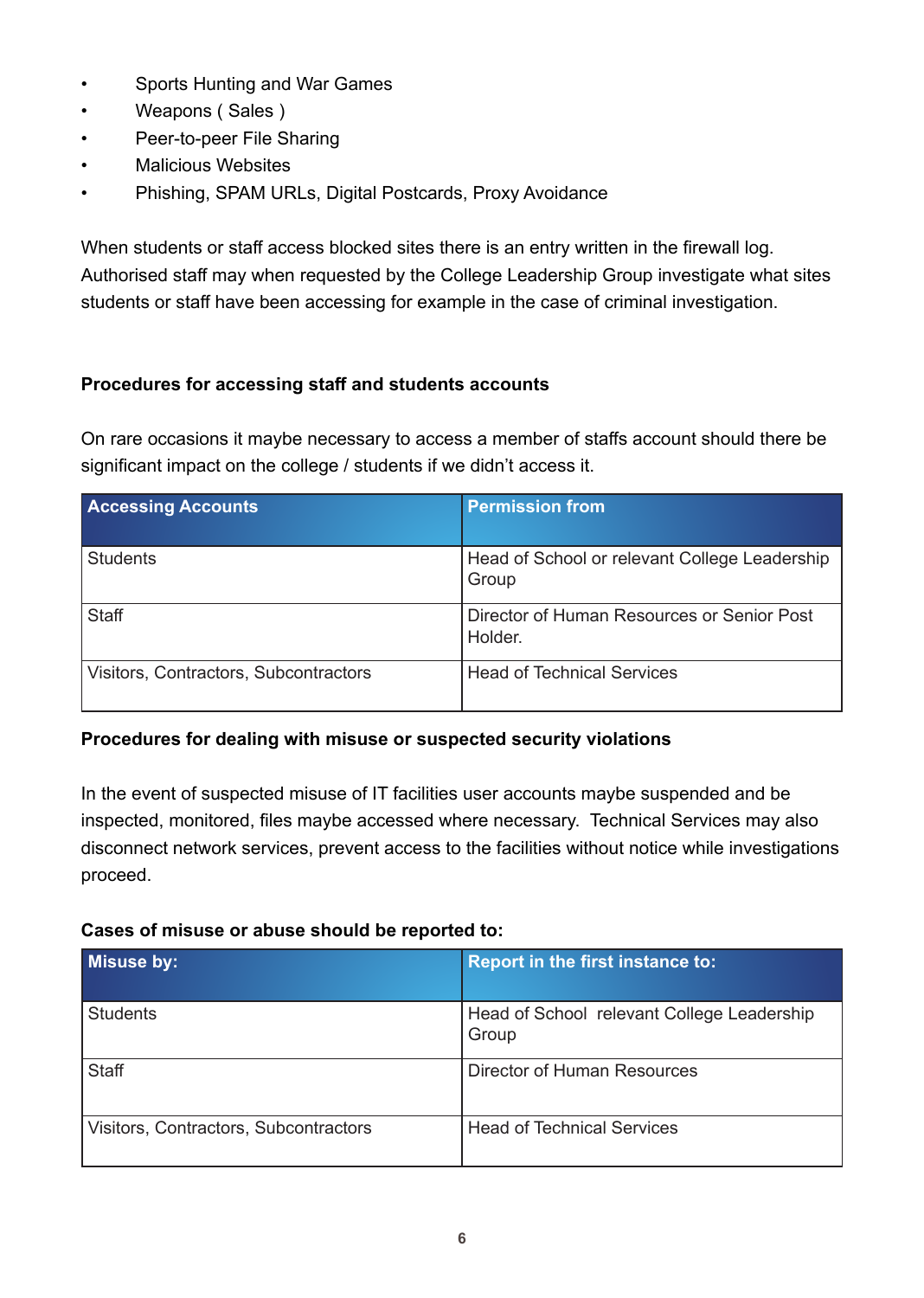- Sports Hunting and War Games
- Weapons ( Sales )
- Peer-to-peer File Sharing
- Malicious Websites
- Phishing, SPAM URLs, Digital Postcards, Proxy Avoidance

When students or staff access blocked sites there is an entry written in the firewall log. Authorised staff may when requested by the College Leadership Group investigate what sites students or staff have been accessing for example in the case of criminal investigation.

**Procedures for accessing staff and students accounts**

On rare occasions it maybe necessary to access a member of staffs account should there be significant impact on the college / students if we didn't access it.

| Accessing Accounts | Permission from |
|---|---|
| Students | Head of School or relevant College Leadership Group |
| Staff | Director of Human Resources or Senior Post Holder. |
| Visitors, Contractors, Subcontractors | Head of Technical Services |

**Procedures for dealing with misuse or suspected security violations**

In the event of suspected misuse of IT facilities user accounts maybe suspended and be inspected, monitored, files maybe accessed where necessary. Technical Services may also disconnect network services, prevent access to the facilities without notice while investigations proceed.

**Cases of misuse or abuse should be reported to:**

| Misuse by: | Report in the first instance to: |
|---|---|
| Students | Head of School relevant College Leadership Group |
| Staff | Director of Human Resources |
| Visitors, Contractors, Subcontractors | Head of Technical Services |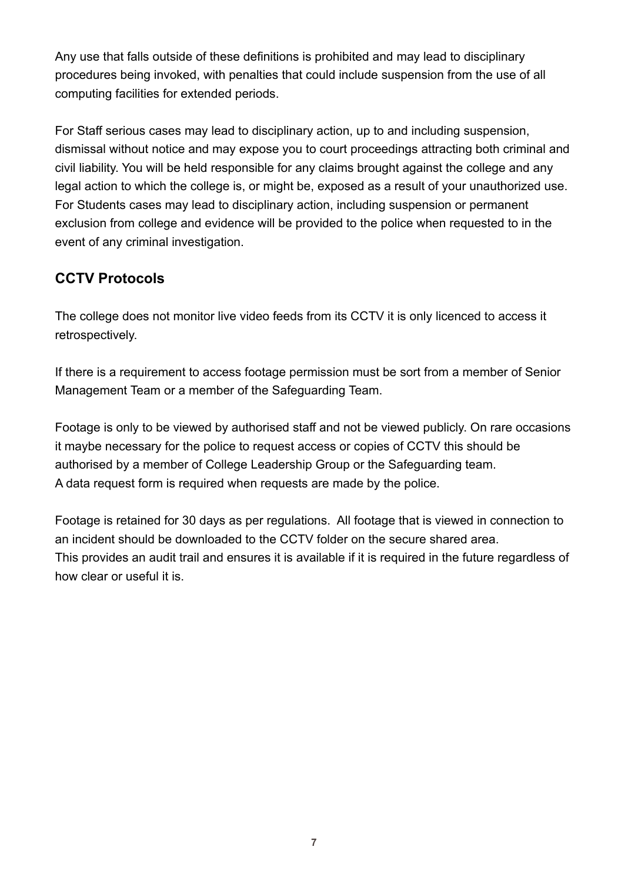Any use that falls outside of these definitions is prohibited and may lead to disciplinary procedures being invoked, with penalties that could include suspension from the use of all computing facilities for extended periods.

For Staff serious cases may lead to disciplinary action, up to and including suspension, dismissal without notice and may expose you to court proceedings attracting both criminal and civil liability. You will be held responsible for any claims brought against the college and any legal action to which the college is, or might be, exposed as a result of your unauthorized use. For Students cases may lead to disciplinary action, including suspension or permanent exclusion from college and evidence will be provided to the police when requested to in the event of any criminal investigation.

## CCTV Protocols

The college does not monitor live video feeds from its CCTV it is only licenced to access it retrospectively.

If there is a requirement to access footage permission must be sort from a member of Senior Management Team or a member of the Safeguarding Team.

Footage is only to be viewed by authorised staff and not be viewed publicly. On rare occasions it maybe necessary for the police to request access or copies of CCTV this should be authorised by a member of College Leadership Group or the Safeguarding team.
A data request form is required when requests are made by the police.

Footage is retained for 30 days as per regulations. All footage that is viewed in connection to an incident should be downloaded to the CCTV folder on the secure shared area.
This provides an audit trail and ensures it is available if it is required in the future regardless of how clear or useful it is.